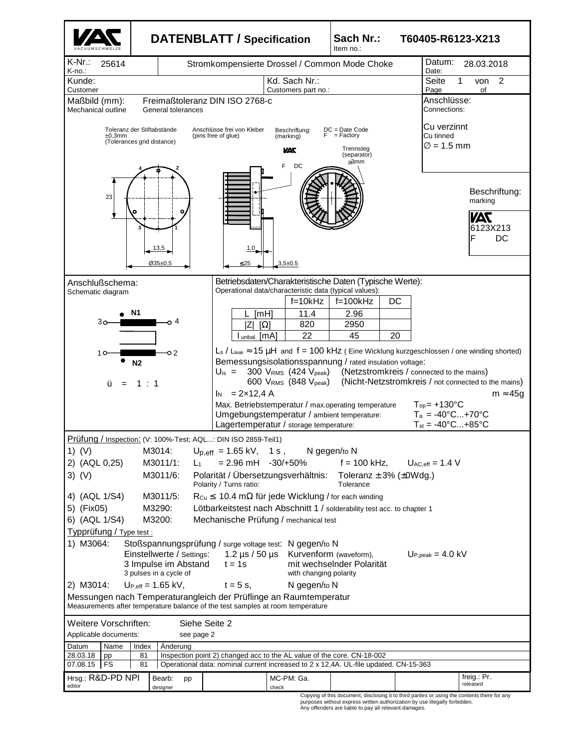# DATENBLATT / Specification

**Sach Nr.:** T60405-R6123-X213
Item no.:

| K-Nr.: 25614 (K-no.:) | Stromkompensierte Drossel / Common Mode Choke | Datum: 28.03.2018 (Date:) |
|---|---|---|
| Kunde: (Customer) | Kd. Sach Nr.: (Customers part no.:) | Seite 1 von 2 (Page of) |

## Maßbild (mm): Mechanical outline

Freimaßtoleranz DIN ISO 2768-c
General tolerances

Toleranz der Stiftabstände ±0,3mm (Tolerances grid distance)

Anschlüsse frei von Kleber (pins free of glue)

Beschriftung: (marking) DC = Date Code, F = Factory

Trennsteg (separator) ≥3mm

23 — 13,5 — Ø35±0,5 — 1,0 — ≤25 — 3,5±0,5

**Anschlüsse:** Connections:
Cu verzinnt
Cu tinned
∅ = 1.5 mm

**Beschriftung:** marking
VAC
6123X213
F DC

## Anschlußschema: Schematic diagram

N1: 3 — 4
N2: 1 — 2

ü = 1 : 1

## Betriebsdaten/Charakteristische Daten (Typische Werte):
Operational data/characteristic data (typical values):

| | f=10kHz | f=100kHz | DC |
|---|---|---|---|
| L [mH] | 11.4 | 2.96 | |
| \|Z\| [Ω] | 820 | 2950 | |
| $I_{unbal.}$ [mA] | 22 | 45 | 20 |

$L_s$ / $L_{leak}$ ≈ 15 µH and f = 100 kHz ( Eine Wicklung kurzgeschlossen / one winding shorted)

Bemessungsisolationsspannung / rated insulation voltage:

$U_{is}$ = 300 $V_{RMS}$ (424 $V_{peak}$) (Netzstromkreis / connected to the mains)
600 $V_{RMS}$ (848 $V_{peak}$) (Nicht-Netzstromkreis / not connected to the mains)

$I_N$ = 2×12,4 A  m ≈45g

Max. Betriebstemperatur / max.operating temperature $T_{op}$= +130°C
Umgebungstemperatur / ambient temperature: $T_a$ = -40°C...+70°C
Lagertemperatur / storage temperature: $T_{st}$ = -40°C...+85°C

## Prüfung / Inspection: (V: 100%-Test; AQL...: DIN ISO 2859-Teil1)

1) (V) M3014: $U_{p,eff}$ = 1.65 kV, 1 s , N gegen/to N

2) (AQL 0,25) M3011/1: $L_1$ = 2.96 mH -30/+50% f = 100 kHz, $U_{AC,eff}$ = 1.4 V

3) (V) M3011/6: Polarität / Übersetzungsverhältnis: Polarity / Turns ratio: Toleranz ± 3% (±0Wdg.) Tolerance

4) (AQL 1/S4) M3011/5: $R_{Cu}$ ≤ 10.4 mΩ für jede Wicklung / for each winding

5) (Fix05) M3290: Lötbarkeitstest nach Abschnitt 1 / solderability test acc. to chapter 1

6) (AQL 1/S4) M3200: Mechanische Prüfung / mechanical test

## Typprüfung / Type test :

1) M3064: Stoßspannungsprüfung / surge voltage test: N gegen/to N
Einstellwerte / Settings: 1.2 µs / 50 µs Kurvenform (waveform), $U_{P,peak}$ = 4.0 kV
3 Impulse im Abstand (3 pulses in a cycle of) t = 1s mit wechselnder Polarität (with changing polarity)

2) M3014: $U_{P,eff}$ = 1.65 kV, t = 5 s, N gegen/to N

Messungen nach Temperaturangleich der Prüflinge an Raumtemperatur
Measurements after temperature balance of the test samples at room temperature

Weitere Vorschriften: Siehe Seite 2
Applicable documents: see page 2

| Datum | Name | Index | Änderung |
|---|---|---|---|
| 28.03.18 | pp | 81 | Inspection point 2) changed acc to the AL value of the core. CN-18-002 |
| 07.08.15 | FS | 81 | Operational data: nominal current increased to 2 x 12,4A. UL-file updated. CN-15-363 |

| Hrsg.: R&D-PD NPI (editor) | Bearb: pp (designer) | MC-PM: Ga. (check) | freig.: Pr. (released) |
|---|---|---|---|

Copying of this document, disclosing it to third parties or using the contents there for any purposes without express written authorization by use illegally forbidden. Any offenders are liable to pay all relevant damages.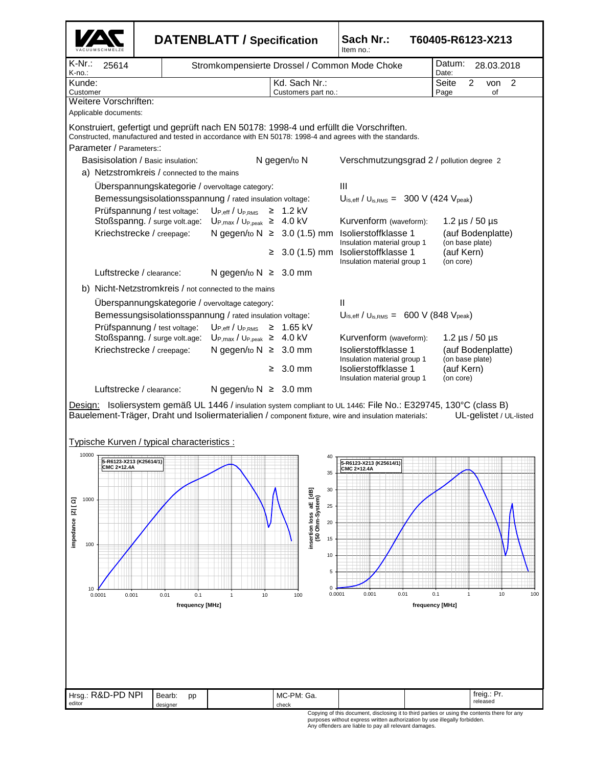# DATENBLATT / Specification

**Sach Nr.:** T60405-R6123-X213
Item no.:

| | | | |
|---|---|---|---|
| K-Nr.: 25614 K-no.: | Stromkompensierte Drossel / Common Mode Choke | | Datum: 28.03.2018 Date: |
| Kunde: Customer | Kd. Sach Nr.: Customers part no.: | | Seite 2 von 2 Page of |

Weitere Vorschriften:
Applicable documents:

Konstruiert, gefertigt und geprüft nach EN 50178: 1998-4 und erfüllt die Vorschriften.
Constructed, manufactured and tested in accordance with EN 50178: 1998-4 and agrees with the standards.

Parameter / Parameters::

Basisisolation / Basic insulation: N gegen/to N — Verschmutzungsgrad 2 / pollution degree 2

a) Netzstromkreis / connected to the mains

- Überspannungskategorie / overvoltage category: III
- Bemessungsisolationsspannung / rated insulation voltage: $U_{is,eff}$ / $U_{is,RMS}$ = 300 V (424 $V_{peak}$)
- Prüfspannung / test voltage: $U_{P,eff}$ / $U_{P,RMS}$ ≥ 1.2 kV
- Stoßspanng. / surge volt.age: $U_{P,max}$ / $U_{P,peak}$ ≥ 4.0 kV — Kurvenform (waveform): 1.2 µs / 50 µs
- Kriechstrecke / creepage: N gegen/to N ≥ 3.0 (1.5) mm — Isolierstoffklasse 1 / Insulation material group 1 (auf Bodenplatte) (on base plate)
  - ≥ 3.0 (1.5) mm — Isolierstoffklasse 1 / Insulation material group 1 (auf Kern) (on core)
- Luftstrecke / clearance: N gegen/to N ≥ 3.0 mm

b) Nicht-Netzstromkreis / not connected to the mains

- Überspannungskategorie / overvoltage category: II
- Bemessungsisolationsspannung / rated insulation voltage: $U_{is,eff}$ / $U_{is,RMS}$ = 600 V (848 $V_{peak}$)
- Prüfspannung / test voltage: $U_{P,eff}$ / $U_{P,RMS}$ ≥ 1.65 kV
- Stoßspanng. / surge volt.age: $U_{P,max}$ / $U_{P,peak}$ ≥ 4.0 kV — Kurvenform (waveform): 1.2 µs / 50 µs
- Kriechstrecke / creepage: N gegen/to N ≥ 3.0 mm — Isolierstoffklasse 1 / Insulation material group 1 (auf Bodenplatte) (on base plate)
  - ≥ 3.0 mm — Isolierstoffklasse 1 / Insulation material group 1 (auf Kern) (on core)
- Luftstrecke / clearance: N gegen/to N ≥ 3.0 mm

Design: Isoliersystem gemäß UL 1446 / insulation system compliant to UL 1446: File No.: E329745, 130°C (class B)
Bauelement-Träger, Draht und Isoliermaterialien / component fixture, wire and insulation materials: UL-gelistet / UL-listed

Typische Kurven / typical characteristics :

5-R6123-X213 (K25614/1)
CMC 2×12.4A
impedance |Z| [ Ω]
10000
1000
100
10
0.0001 0.001 0.01 0.1 1 10 100
frequency [MHz]

5-R6123-X213 (K25614/1)
CMC 2×12.4A
insertion loss aE [dB] (50 Ohm-System)
40 35 30 25 20 15 10 5 0
0.0001 0.001 0.01 0.1 1 10 100
frequency [MHz]

| | | | |
|---|---|---|---|
| Hrsg.: R&D-PD NPI editor | Bearb: pp designer | MC-PM: Ga. check | freig.: Pr. released |

Copying of this document, disclosing it to third parties or using the contents there for any purposes without express written authorization by use illegally forbidden. Any offenders are liable to pay all relevant damages.